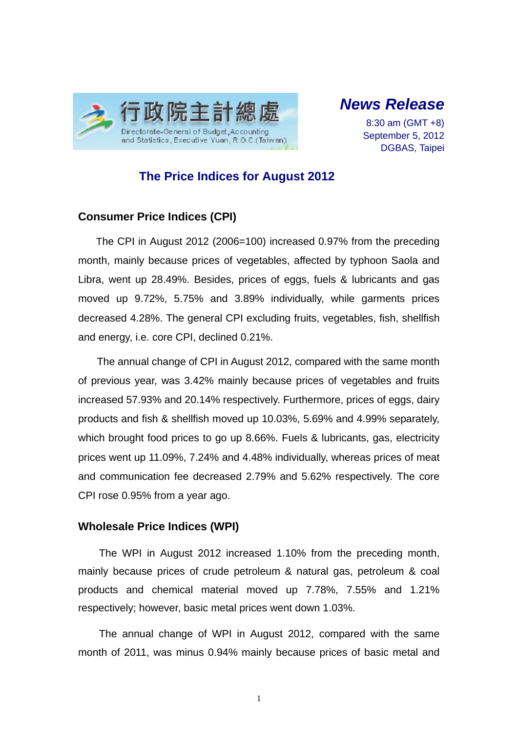行政院主計總處

Directorate-General of Budget, Accounting and Statistics, Executive Yuan, R.O.C. (Taiwan)

***News Release***

8:30 am (GMT +8)
September 5, 2012
DGBAS, Taipei

# The Price Indices for August 2012

## Consumer Price Indices (CPI)

The CPI in August 2012 (2006=100) increased 0.97% from the preceding month, mainly because prices of vegetables, affected by typhoon Saola and Libra, went up 28.49%. Besides, prices of eggs, fuels & lubricants and gas moved up 9.72%, 5.75% and 3.89% individually, while garments prices decreased 4.28%. The general CPI excluding fruits, vegetables, fish, shellfish and energy, i.e. core CPI, declined 0.21%.

The annual change of CPI in August 2012, compared with the same month of previous year, was 3.42% mainly because prices of vegetables and fruits increased 57.93% and 20.14% respectively. Furthermore, prices of eggs, dairy products and fish & shellfish moved up 10.03%, 5.69% and 4.99% separately, which brought food prices to go up 8.66%. Fuels & lubricants, gas, electricity prices went up 11.09%, 7.24% and 4.48% individually, whereas prices of meat and communication fee decreased 2.79% and 5.62% respectively. The core CPI rose 0.95% from a year ago.

## Wholesale Price Indices (WPI)

The WPI in August 2012 increased 1.10% from the preceding month, mainly because prices of crude petroleum & natural gas, petroleum & coal products and chemical material moved up 7.78%, 7.55% and 1.21% respectively; however, basic metal prices went down 1.03%.

The annual change of WPI in August 2012, compared with the same month of 2011, was minus 0.94% mainly because prices of basic metal and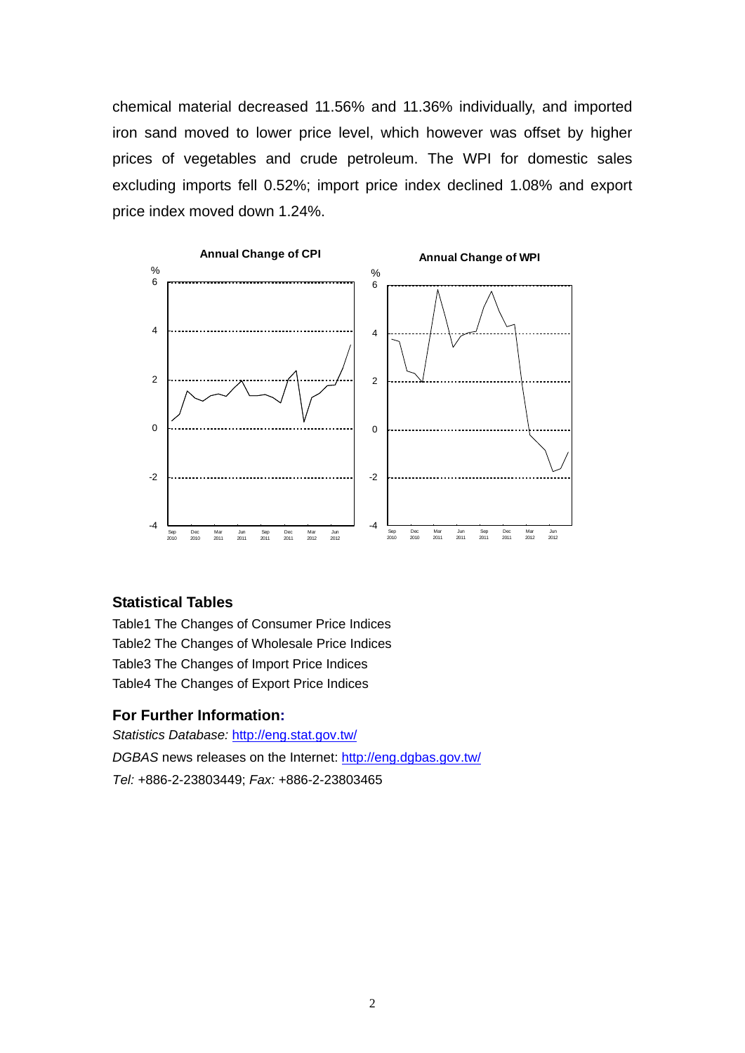chemical material decreased 11.56% and 11.36% individually, and imported iron sand moved to lower price level, which however was offset by higher prices of vegetables and crude petroleum. The WPI for domestic sales excluding imports fell 0.52%; import price index declined 1.08% and export price index moved down 1.24%.

## Statistical Tables

Table1 The Changes of Consumer Price Indices
Table2 The Changes of Wholesale Price Indices
Table3 The Changes of Import Price Indices
Table4 The Changes of Export Price Indices

## For Further Information:

*Statistics Database:* http://eng.stat.gov.tw/
*DGBAS* news releases on the Internet: http://eng.dgbas.gov.tw/
*Tel:* +886-2-23803449; *Fax:* +886-2-23803465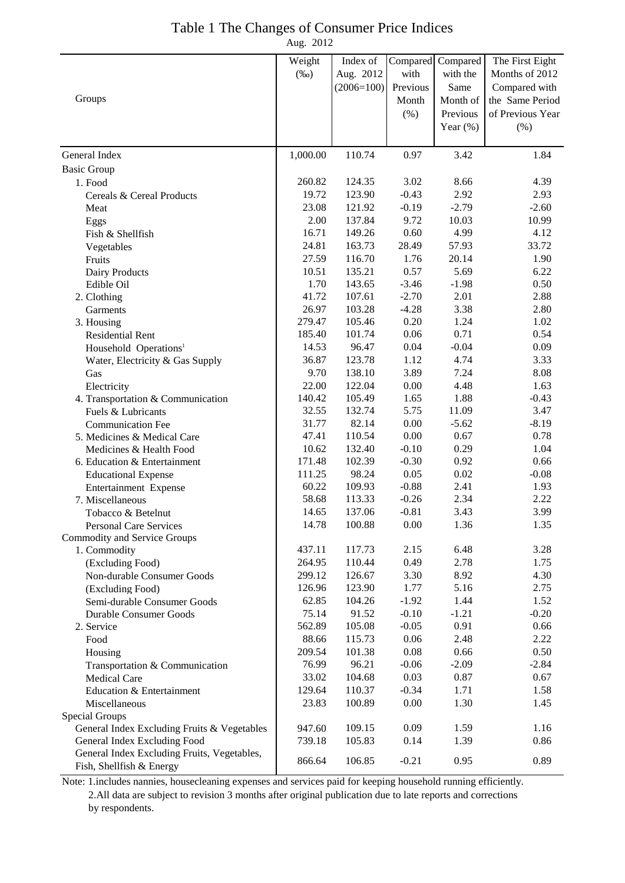# Table 1 The Changes of Consumer Price Indices

Aug. 2012

| Groups | Weight (‰) | Index of Aug. 2012 (2006=100) | Compared with Previous Month (%) | Compared with the Same Month of Previous Year (%) | The First Eight Months of 2012 Compared with the Same Period of Previous Year (%) |
|---|---|---|---|---|---|
| General Index | 1,000.00 | 110.74 | 0.97 | 3.42 | 1.84 |
| Basic Group | | | | | |
| 1. Food | 260.82 | 124.35 | 3.02 | 8.66 | 4.39 |
| Cereals & Cereal Products | 19.72 | 123.90 | -0.43 | 2.92 | 2.93 |
| Meat | 23.08 | 121.92 | -0.19 | -2.79 | -2.60 |
| Eggs | 2.00 | 137.84 | 9.72 | 10.03 | 10.99 |
| Fish & Shellfish | 16.71 | 149.26 | 0.60 | 4.99 | 4.12 |
| Vegetables | 24.81 | 163.73 | 28.49 | 57.93 | 33.72 |
| Fruits | 27.59 | 116.70 | 1.76 | 20.14 | 1.90 |
| Dairy Products | 10.51 | 135.21 | 0.57 | 5.69 | 6.22 |
| Edible Oil | 1.70 | 143.65 | -3.46 | -1.98 | 0.50 |
| 2. Clothing | 41.72 | 107.61 | -2.70 | 2.01 | 2.88 |
| Garments | 26.97 | 103.28 | -4.28 | 3.38 | 2.80 |
| 3. Housing | 279.47 | 105.46 | 0.20 | 1.24 | 1.02 |
| Residential Rent | 185.40 | 101.74 | 0.06 | 0.71 | 0.54 |
| Household Operations[1] | 14.53 | 96.47 | 0.04 | -0.04 | 0.09 |
| Water, Electricity & Gas Supply | 36.87 | 123.78 | 1.12 | 4.74 | 3.33 |
| Gas | 9.70 | 138.10 | 3.89 | 7.24 | 8.08 |
| Electricity | 22.00 | 122.04 | 0.00 | 4.48 | 1.63 |
| 4. Transportation & Communication | 140.42 | 105.49 | 1.65 | 1.88 | -0.43 |
| Fuels & Lubricants | 32.55 | 132.74 | 5.75 | 11.09 | 3.47 |
| Communication Fee | 31.77 | 82.14 | 0.00 | -5.62 | -8.19 |
| 5. Medicines & Medical Care | 47.41 | 110.54 | 0.00 | 0.67 | 0.78 |
| Medicines & Health Food | 10.62 | 132.40 | -0.10 | 0.29 | 1.04 |
| 6. Education & Entertainment | 171.48 | 102.39 | -0.30 | 0.92 | 0.66 |
| Educational Expense | 111.25 | 98.24 | 0.05 | 0.02 | -0.08 |
| Entertainment Expense | 60.22 | 109.93 | -0.88 | 2.41 | 1.93 |
| 7. Miscellaneous | 58.68 | 113.33 | -0.26 | 2.34 | 2.22 |
| Tobacco & Betelnut | 14.65 | 137.06 | -0.81 | 3.43 | 3.99 |
| Personal Care Services | 14.78 | 100.88 | 0.00 | 1.36 | 1.35 |
| Commodity and Service Groups | | | | | |
| 1. Commodity | 437.11 | 117.73 | 2.15 | 6.48 | 3.28 |
| (Excluding Food) | 264.95 | 110.44 | 0.49 | 2.78 | 1.75 |
| Non-durable Consumer Goods | 299.12 | 126.67 | 3.30 | 8.92 | 4.30 |
| (Excluding Food) | 126.96 | 123.90 | 1.77 | 5.16 | 2.75 |
| Semi-durable Consumer Goods | 62.85 | 104.26 | -1.92 | 1.44 | 1.52 |
| Durable Consumer Goods | 75.14 | 91.52 | -0.10 | -1.21 | -0.20 |
| 2. Service | 562.89 | 105.08 | -0.05 | 0.91 | 0.66 |
| Food | 88.66 | 115.73 | 0.06 | 2.48 | 2.22 |
| Housing | 209.54 | 101.38 | 0.08 | 0.66 | 0.50 |
| Transportation & Communication | 76.99 | 96.21 | -0.06 | -2.09 | -2.84 |
| Medical Care | 33.02 | 104.68 | 0.03 | 0.87 | 0.67 |
| Education & Entertainment | 129.64 | 110.37 | -0.34 | 1.71 | 1.58 |
| Miscellaneous | 23.83 | 100.89 | 0.00 | 1.30 | 1.45 |
| Special Groups | | | | | |
| General Index Excluding Fruits & Vegetables | 947.60 | 109.15 | 0.09 | 1.59 | 1.16 |
| General Index Excluding Food | 739.18 | 105.83 | 0.14 | 1.39 | 0.86 |
| General Index Excluding Fruits, Vegetables, Fish, Shellfish & Energy | 866.64 | 106.85 | -0.21 | 0.95 | 0.89 |

Note: 1.includes nannies, housecleaning expenses and services paid for keeping household running efficiently.
2.All data are subject to revision 3 months after original publication due to late reports and corrections by respondents.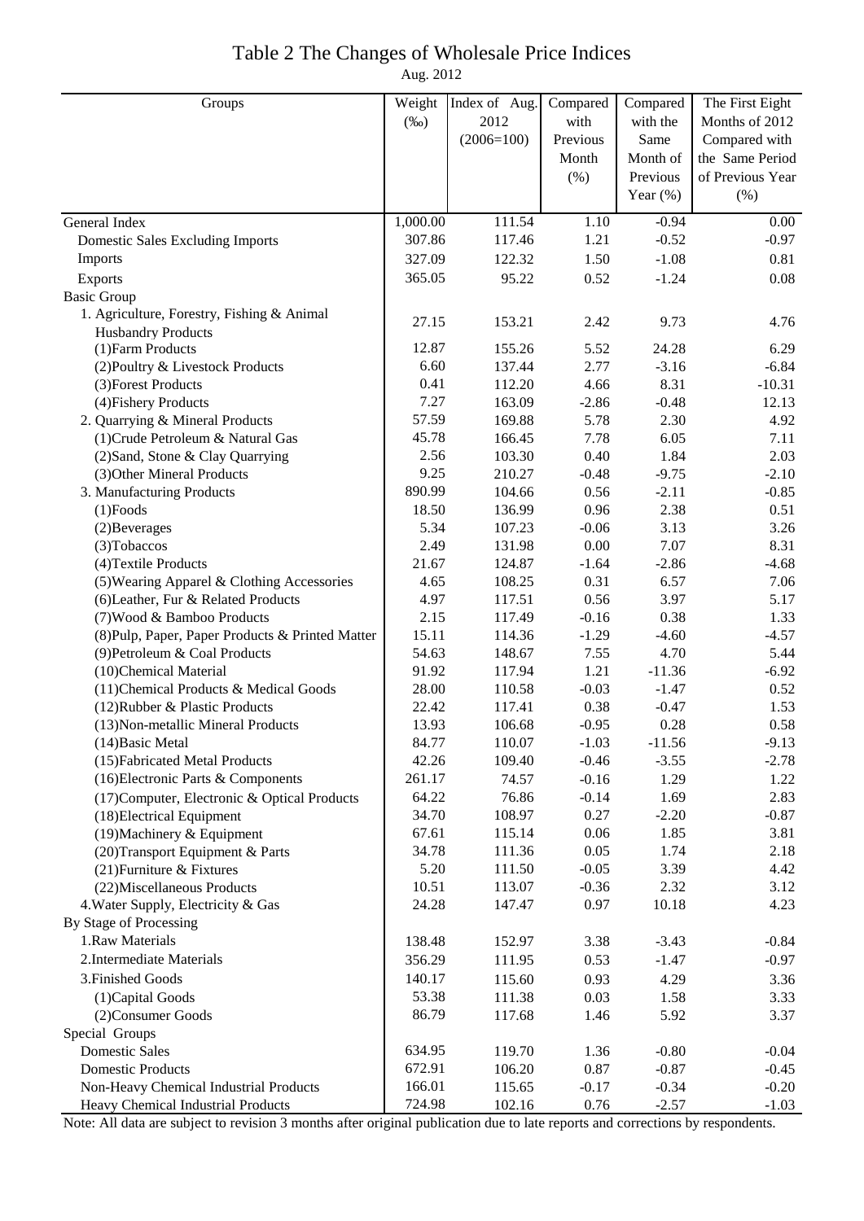# Table 2 The Changes of Wholesale Price Indices

Aug. 2012

| Groups | Weight (‰) | Index of Aug. 2012 (2006=100) | Compared with Previous Month (%) | Compared with the Same Month of Previous Year (%) | The First Eight Months of 2012 Compared with the Same Period of Previous Year (%) |
|---|---|---|---|---|---|
| General Index | 1,000.00 | 111.54 | 1.10 | -0.94 | 0.00 |
| Domestic Sales Excluding Imports | 307.86 | 117.46 | 1.21 | -0.52 | -0.97 |
| Imports | 327.09 | 122.32 | 1.50 | -1.08 | 0.81 |
| Exports | 365.05 | 95.22 | 0.52 | -1.24 | 0.08 |
| Basic Group | | | | | |
| 1. Agriculture, Forestry, Fishing & Animal Husbandry Products | 27.15 | 153.21 | 2.42 | 9.73 | 4.76 |
| (1)Farm Products | 12.87 | 155.26 | 5.52 | 24.28 | 6.29 |
| (2)Poultry & Livestock Products | 6.60 | 137.44 | 2.77 | -3.16 | -6.84 |
| (3)Forest Products | 0.41 | 112.20 | 4.66 | 8.31 | -10.31 |
| (4)Fishery Products | 7.27 | 163.09 | -2.86 | -0.48 | 12.13 |
| 2. Quarrying & Mineral Products | 57.59 | 169.88 | 5.78 | 2.30 | 4.92 |
| (1)Crude Petroleum & Natural Gas | 45.78 | 166.45 | 7.78 | 6.05 | 7.11 |
| (2)Sand, Stone & Clay Quarrying | 2.56 | 103.30 | 0.40 | 1.84 | 2.03 |
| (3)Other Mineral Products | 9.25 | 210.27 | -0.48 | -9.75 | -2.10 |
| 3. Manufacturing Products | 890.99 | 104.66 | 0.56 | -2.11 | -0.85 |
| (1)Foods | 18.50 | 136.99 | 0.96 | 2.38 | 0.51 |
| (2)Beverages | 5.34 | 107.23 | -0.06 | 3.13 | 3.26 |
| (3)Tobaccos | 2.49 | 131.98 | 0.00 | 7.07 | 8.31 |
| (4)Textile Products | 21.67 | 124.87 | -1.64 | -2.86 | -4.68 |
| (5)Wearing Apparel & Clothing Accessories | 4.65 | 108.25 | 0.31 | 6.57 | 7.06 |
| (6)Leather, Fur & Related Products | 4.97 | 117.51 | 0.56 | 3.97 | 5.17 |
| (7)Wood & Bamboo Products | 2.15 | 117.49 | -0.16 | 0.38 | 1.33 |
| (8)Pulp, Paper, Paper Products & Printed Matter | 15.11 | 114.36 | -1.29 | -4.60 | -4.57 |
| (9)Petroleum & Coal Products | 54.63 | 148.67 | 7.55 | 4.70 | 5.44 |
| (10)Chemical Material | 91.92 | 117.94 | 1.21 | -11.36 | -6.92 |
| (11)Chemical Products & Medical Goods | 28.00 | 110.58 | -0.03 | -1.47 | 0.52 |
| (12)Rubber & Plastic Products | 22.42 | 117.41 | 0.38 | -0.47 | 1.53 |
| (13)Non-metallic Mineral Products | 13.93 | 106.68 | -0.95 | 0.28 | 0.58 |
| (14)Basic Metal | 84.77 | 110.07 | -1.03 | -11.56 | -9.13 |
| (15)Fabricated Metal Products | 42.26 | 109.40 | -0.46 | -3.55 | -2.78 |
| (16)Electronic Parts & Components | 261.17 | 74.57 | -0.16 | 1.29 | 1.22 |
| (17)Computer, Electronic & Optical Products | 64.22 | 76.86 | -0.14 | 1.69 | 2.83 |
| (18)Electrical Equipment | 34.70 | 108.97 | 0.27 | -2.20 | -0.87 |
| (19)Machinery & Equipment | 67.61 | 115.14 | 0.06 | 1.85 | 3.81 |
| (20)Transport Equipment & Parts | 34.78 | 111.36 | 0.05 | 1.74 | 2.18 |
| (21)Furniture & Fixtures | 5.20 | 111.50 | -0.05 | 3.39 | 4.42 |
| (22)Miscellaneous Products | 10.51 | 113.07 | -0.36 | 2.32 | 3.12 |
| 4.Water Supply, Electricity & Gas | 24.28 | 147.47 | 0.97 | 10.18 | 4.23 |
| By Stage of Processing | | | | | |
| 1.Raw Materials | 138.48 | 152.97 | 3.38 | -3.43 | -0.84 |
| 2.Intermediate Materials | 356.29 | 111.95 | 0.53 | -1.47 | -0.97 |
| 3.Finished Goods | 140.17 | 115.60 | 0.93 | 4.29 | 3.36 |
| (1)Capital Goods | 53.38 | 111.38 | 0.03 | 1.58 | 3.33 |
| (2)Consumer Goods | 86.79 | 117.68 | 1.46 | 5.92 | 3.37 |
| Special Groups | | | | | |
| Domestic Sales | 634.95 | 119.70 | 1.36 | -0.80 | -0.04 |
| Domestic Products | 672.91 | 106.20 | 0.87 | -0.87 | -0.45 |
| Non-Heavy Chemical Industrial Products | 166.01 | 115.65 | -0.17 | -0.34 | -0.20 |
| Heavy Chemical Industrial Products | 724.98 | 102.16 | 0.76 | -2.57 | -1.03 |

Note: All data are subject to revision 3 months after original publication due to late reports and corrections by respondents.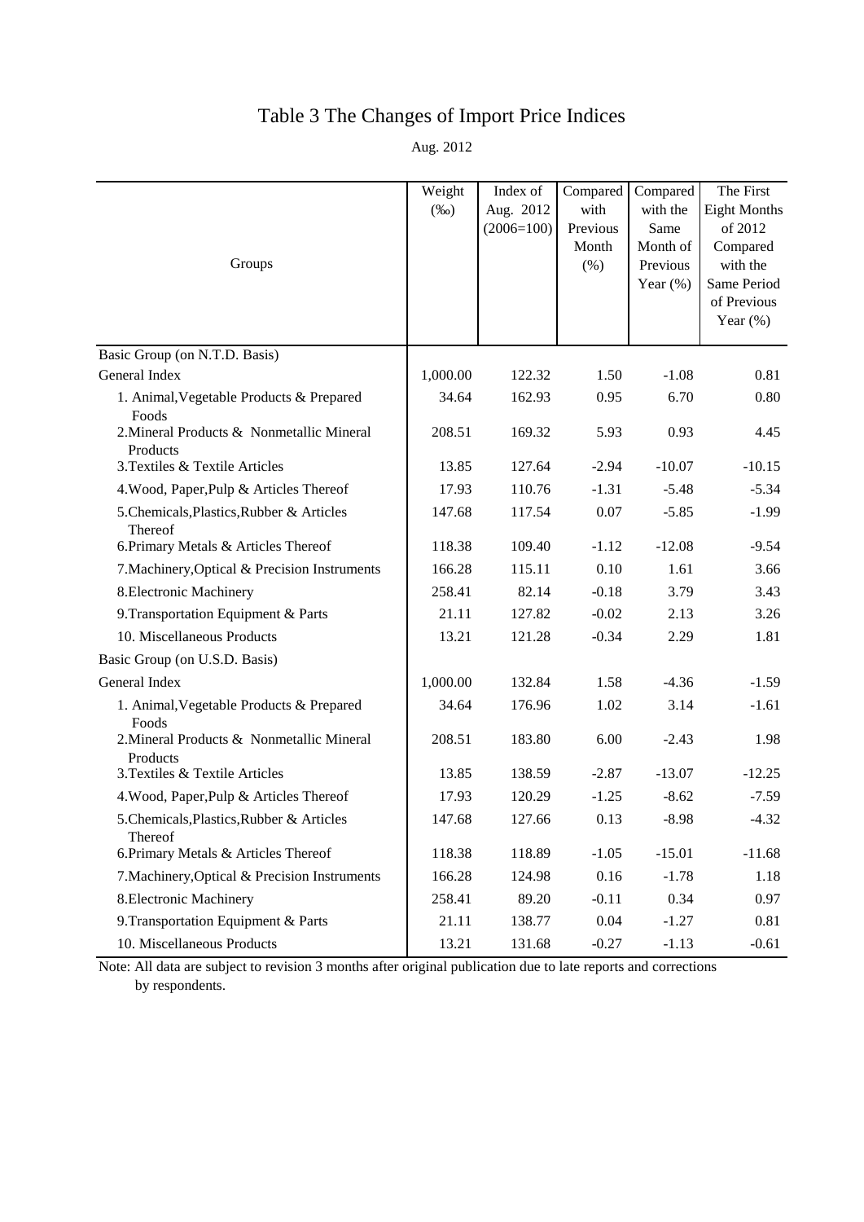# Table 3 The Changes of Import Price Indices

Aug. 2012

| Groups | Weight (‰) | Index of Aug. 2012 (2006=100) | Compared with Previous Month (%) | Compared with the Same Month of Previous Year (%) | The First Eight Months of 2012 Compared with the Same Period of Previous Year (%) |
|---|---|---|---|---|---|
| Basic Group (on N.T.D. Basis) | | | | | |
| General Index | 1,000.00 | 122.32 | 1.50 | -1.08 | 0.81 |
| 1. Animal,Vegetable Products & Prepared Foods | 34.64 | 162.93 | 0.95 | 6.70 | 0.80 |
| 2.Mineral Products & Nonmetallic Mineral Products | 208.51 | 169.32 | 5.93 | 0.93 | 4.45 |
| 3.Textiles & Textile Articles | 13.85 | 127.64 | -2.94 | -10.07 | -10.15 |
| 4.Wood, Paper,Pulp & Articles Thereof | 17.93 | 110.76 | -1.31 | -5.48 | -5.34 |
| 5.Chemicals,Plastics,Rubber & Articles Thereof | 147.68 | 117.54 | 0.07 | -5.85 | -1.99 |
| 6.Primary Metals & Articles Thereof | 118.38 | 109.40 | -1.12 | -12.08 | -9.54 |
| 7.Machinery,Optical & Precision Instruments | 166.28 | 115.11 | 0.10 | 1.61 | 3.66 |
| 8.Electronic Machinery | 258.41 | 82.14 | -0.18 | 3.79 | 3.43 |
| 9.Transportation Equipment & Parts | 21.11 | 127.82 | -0.02 | 2.13 | 3.26 |
| 10. Miscellaneous Products | 13.21 | 121.28 | -0.34 | 2.29 | 1.81 |
| Basic Group (on U.S.D. Basis) | | | | | |
| General Index | 1,000.00 | 132.84 | 1.58 | -4.36 | -1.59 |
| 1. Animal,Vegetable Products & Prepared Foods | 34.64 | 176.96 | 1.02 | 3.14 | -1.61 |
| 2.Mineral Products & Nonmetallic Mineral Products | 208.51 | 183.80 | 6.00 | -2.43 | 1.98 |
| 3.Textiles & Textile Articles | 13.85 | 138.59 | -2.87 | -13.07 | -12.25 |
| 4.Wood, Paper,Pulp & Articles Thereof | 17.93 | 120.29 | -1.25 | -8.62 | -7.59 |
| 5.Chemicals,Plastics,Rubber & Articles Thereof | 147.68 | 127.66 | 0.13 | -8.98 | -4.32 |
| 6.Primary Metals & Articles Thereof | 118.38 | 118.89 | -1.05 | -15.01 | -11.68 |
| 7.Machinery,Optical & Precision Instruments | 166.28 | 124.98 | 0.16 | -1.78 | 1.18 |
| 8.Electronic Machinery | 258.41 | 89.20 | -0.11 | 0.34 | 0.97 |
| 9.Transportation Equipment & Parts | 21.11 | 138.77 | 0.04 | -1.27 | 0.81 |
| 10. Miscellaneous Products | 13.21 | 131.68 | -0.27 | -1.13 | -0.61 |

Note: All data are subject to revision 3 months after original publication due to late reports and corrections by respondents.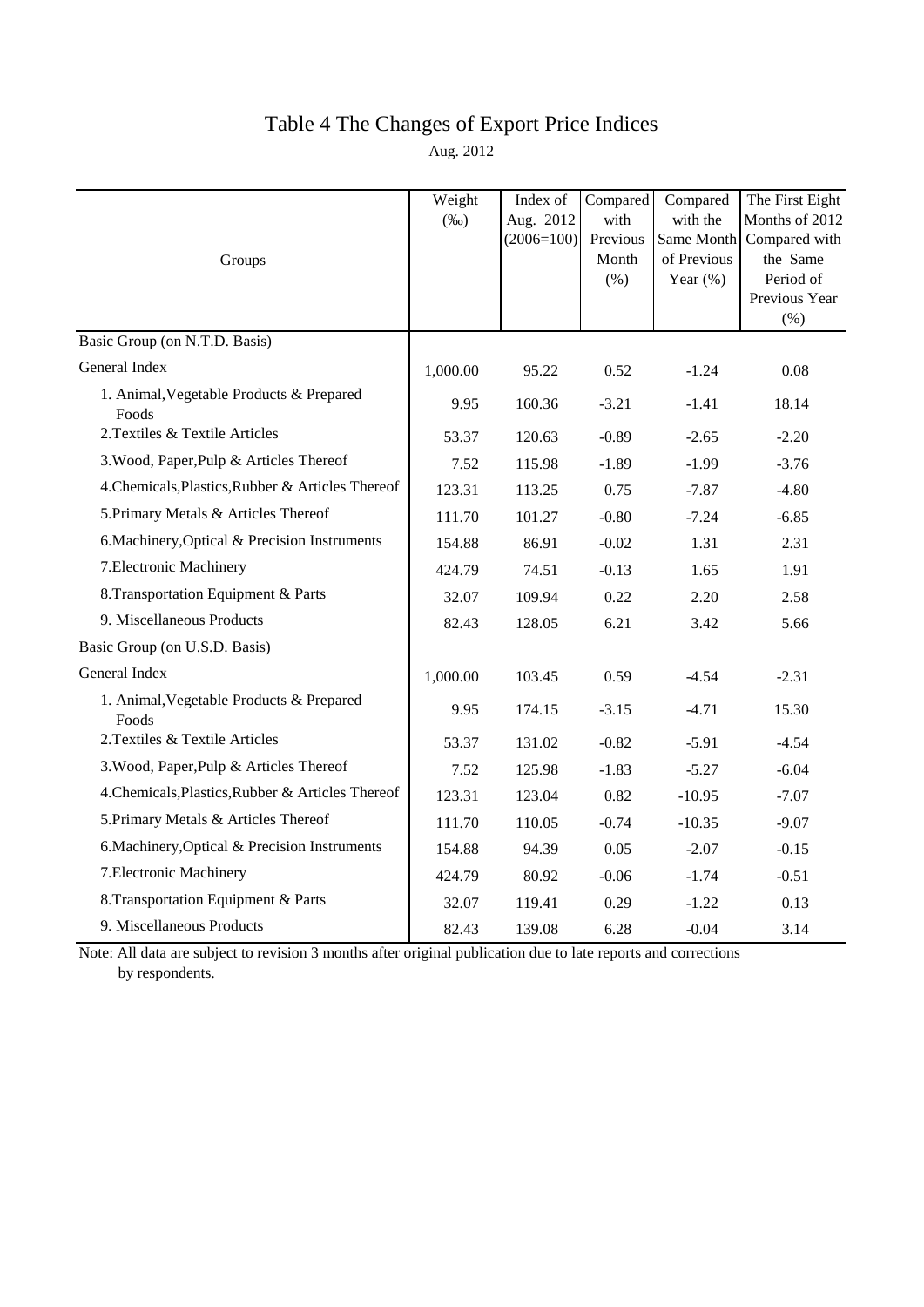# Table 4 The Changes of Export Price Indices

Aug. 2012

| Groups | Weight (‰) | Index of Aug. 2012 (2006=100) | Compared with Previous Month (%) | Compared with the Same Month of Previous Year (%) | The First Eight Months of 2012 Compared with the Same Period of Previous Year (%) |
|---|---|---|---|---|---|
| Basic Group (on N.T.D. Basis) | | | | | |
| General Index | 1,000.00 | 95.22 | 0.52 | -1.24 | 0.08 |
| 1. Animal,Vegetable Products & Prepared Foods | 9.95 | 160.36 | -3.21 | -1.41 | 18.14 |
| 2.Textiles & Textile Articles | 53.37 | 120.63 | -0.89 | -2.65 | -2.20 |
| 3.Wood, Paper,Pulp & Articles Thereof | 7.52 | 115.98 | -1.89 | -1.99 | -3.76 |
| 4.Chemicals,Plastics,Rubber & Articles Thereof | 123.31 | 113.25 | 0.75 | -7.87 | -4.80 |
| 5.Primary Metals & Articles Thereof | 111.70 | 101.27 | -0.80 | -7.24 | -6.85 |
| 6.Machinery,Optical & Precision Instruments | 154.88 | 86.91 | -0.02 | 1.31 | 2.31 |
| 7.Electronic Machinery | 424.79 | 74.51 | -0.13 | 1.65 | 1.91 |
| 8.Transportation Equipment & Parts | 32.07 | 109.94 | 0.22 | 2.20 | 2.58 |
| 9. Miscellaneous Products | 82.43 | 128.05 | 6.21 | 3.42 | 5.66 |
| Basic Group (on U.S.D. Basis) | | | | | |
| General Index | 1,000.00 | 103.45 | 0.59 | -4.54 | -2.31 |
| 1. Animal,Vegetable Products & Prepared Foods | 9.95 | 174.15 | -3.15 | -4.71 | 15.30 |
| 2.Textiles & Textile Articles | 53.37 | 131.02 | -0.82 | -5.91 | -4.54 |
| 3.Wood, Paper,Pulp & Articles Thereof | 7.52 | 125.98 | -1.83 | -5.27 | -6.04 |
| 4.Chemicals,Plastics,Rubber & Articles Thereof | 123.31 | 123.04 | 0.82 | -10.95 | -7.07 |
| 5.Primary Metals & Articles Thereof | 111.70 | 110.05 | -0.74 | -10.35 | -9.07 |
| 6.Machinery,Optical & Precision Instruments | 154.88 | 94.39 | 0.05 | -2.07 | -0.15 |
| 7.Electronic Machinery | 424.79 | 80.92 | -0.06 | -1.74 | -0.51 |
| 8.Transportation Equipment & Parts | 32.07 | 119.41 | 0.29 | -1.22 | 0.13 |
| 9. Miscellaneous Products | 82.43 | 139.08 | 6.28 | -0.04 | 3.14 |

Note: All data are subject to revision 3 months after original publication due to late reports and corrections by respondents.